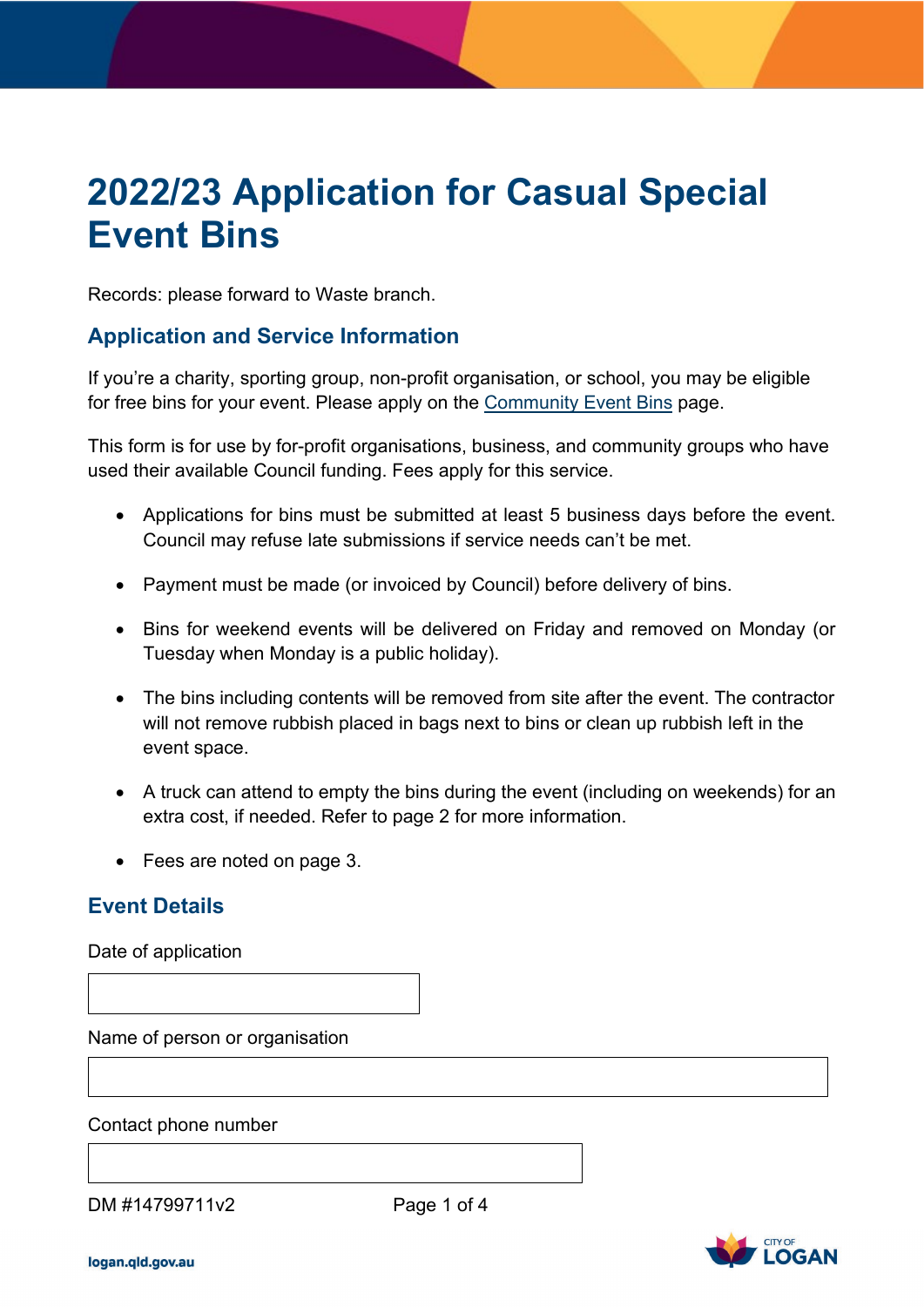# 2022/23 Application for Casual Special Event Bins

Records: please forward to Waste branch.

## Application and Service Information

If you're a charity, sporting group, non-profit organisation, or school, you may be eligible for free bins for your event. Please apply on the [Community Event Bins]() page.

This form is for use by for-profit organisations, business, and community groups who have used their available Council funding. Fees apply for this service.

- Applications for bins must be submitted at least 5 business days before the event. Council may refuse late submissions if service needs can't be met.
- Payment must be made (or invoiced by Council) before delivery of bins.
- Bins for weekend events will be delivered on Friday and removed on Monday (or Tuesday when Monday is a public holiday).
- The bins including contents will be removed from site after the event. The contractor will not remove rubbish placed in bags next to bins or clean up rubbish left in the event space.
- A truck can attend to empty the bins during the event (including on weekends) for an extra cost, if needed. Refer to page 2 for more information.
- Fees are noted on page 3.

## Event Details

Date of application

Name of person or organisation

Contact phone number

DM #14799711v2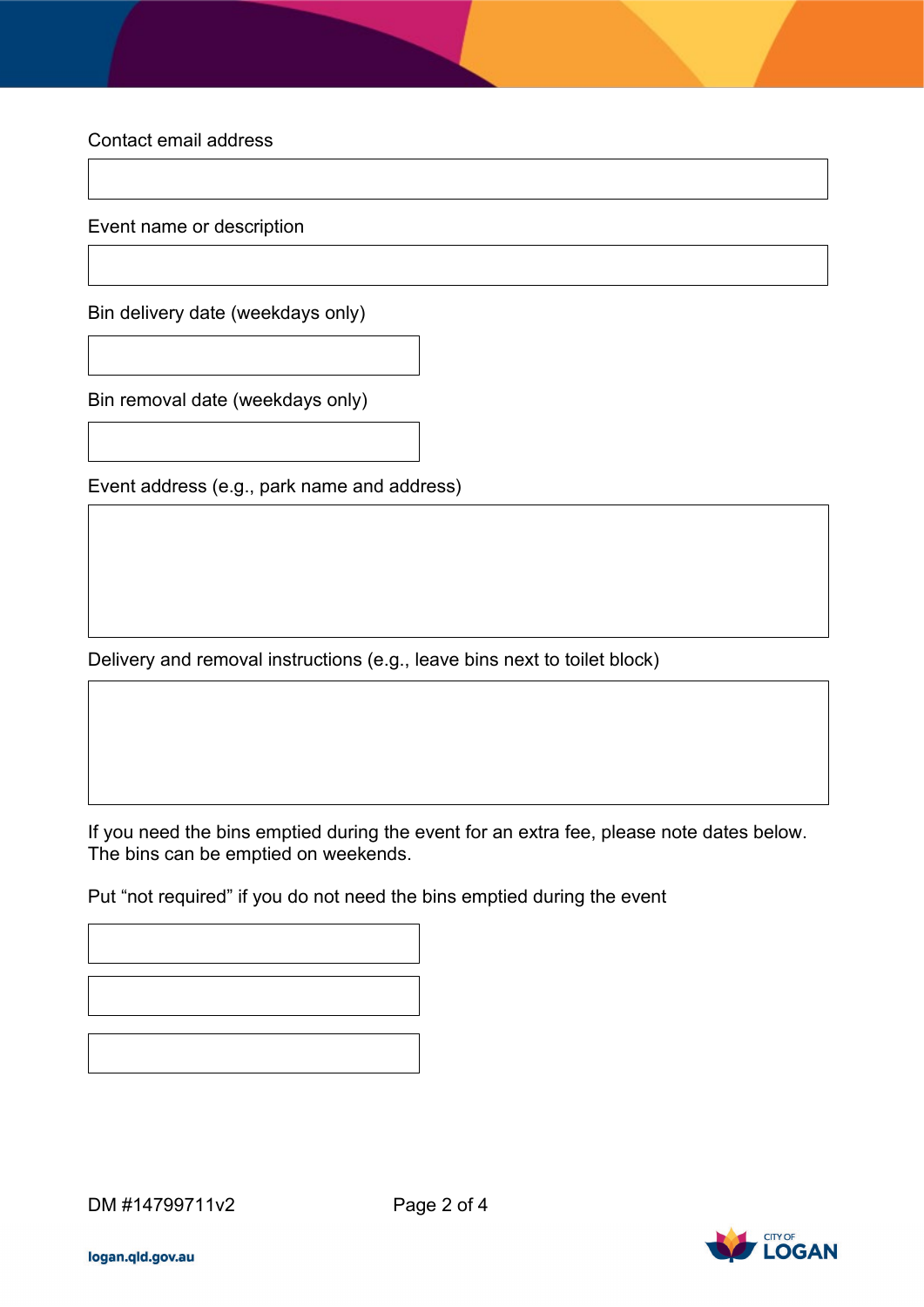Contact email address

Event name or description

Bin delivery date (weekdays only)

Bin removal date (weekdays only)

Event address (e.g., park name and address)

Delivery and removal instructions (e.g., leave bins next to toilet block)

If you need the bins emptied during the event for an extra fee, please note dates below. The bins can be emptied on weekends.

Put “not required” if you do not need the bins emptied during the event

DM #14799711v2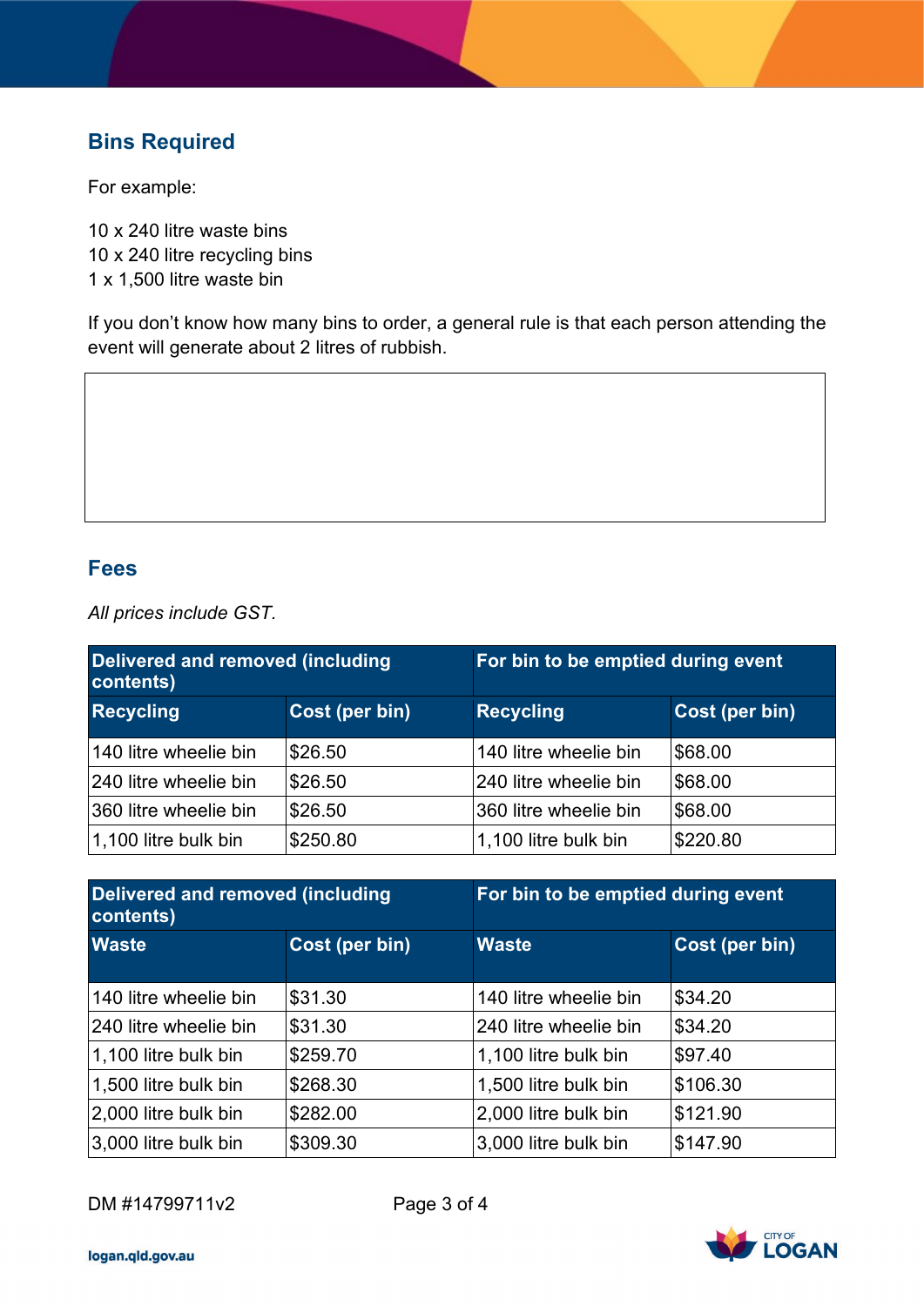## Bins Required

For example:

10 x 240 litre waste bins
10 x 240 litre recycling bins
1 x 1,500 litre waste bin

If you don't know how many bins to order, a general rule is that each person attending the event will generate about 2 litres of rubbish.

## Fees

*All prices include GST.*

| Delivered and removed (including contents) | | For bin to be emptied during event | |
|---|---|---|---|
| **Recycling** | **Cost (per bin)** | **Recycling** | **Cost (per bin)** |
| 140 litre wheelie bin | $26.50 | 140 litre wheelie bin | $68.00 |
| 240 litre wheelie bin | $26.50 | 240 litre wheelie bin | $68.00 |
| 360 litre wheelie bin | $26.50 | 360 litre wheelie bin | $68.00 |
| 1,100 litre bulk bin | $250.80 | 1,100 litre bulk bin | $220.80 |

| Delivered and removed (including contents) | | For bin to be emptied during event | |
|---|---|---|---|
| **Waste** | **Cost (per bin)** | **Waste** | **Cost (per bin)** |
| 140 litre wheelie bin | $31.30 | 140 litre wheelie bin | $34.20 |
| 240 litre wheelie bin | $31.30 | 240 litre wheelie bin | $34.20 |
| 1,100 litre bulk bin | $259.70 | 1,100 litre bulk bin | $97.40 |
| 1,500 litre bulk bin | $268.30 | 1,500 litre bulk bin | $106.30 |
| 2,000 litre bulk bin | $282.00 | 2,000 litre bulk bin | $121.90 |
| 3,000 litre bulk bin | $309.30 | 3,000 litre bulk bin | $147.90 |

DM #14799711v2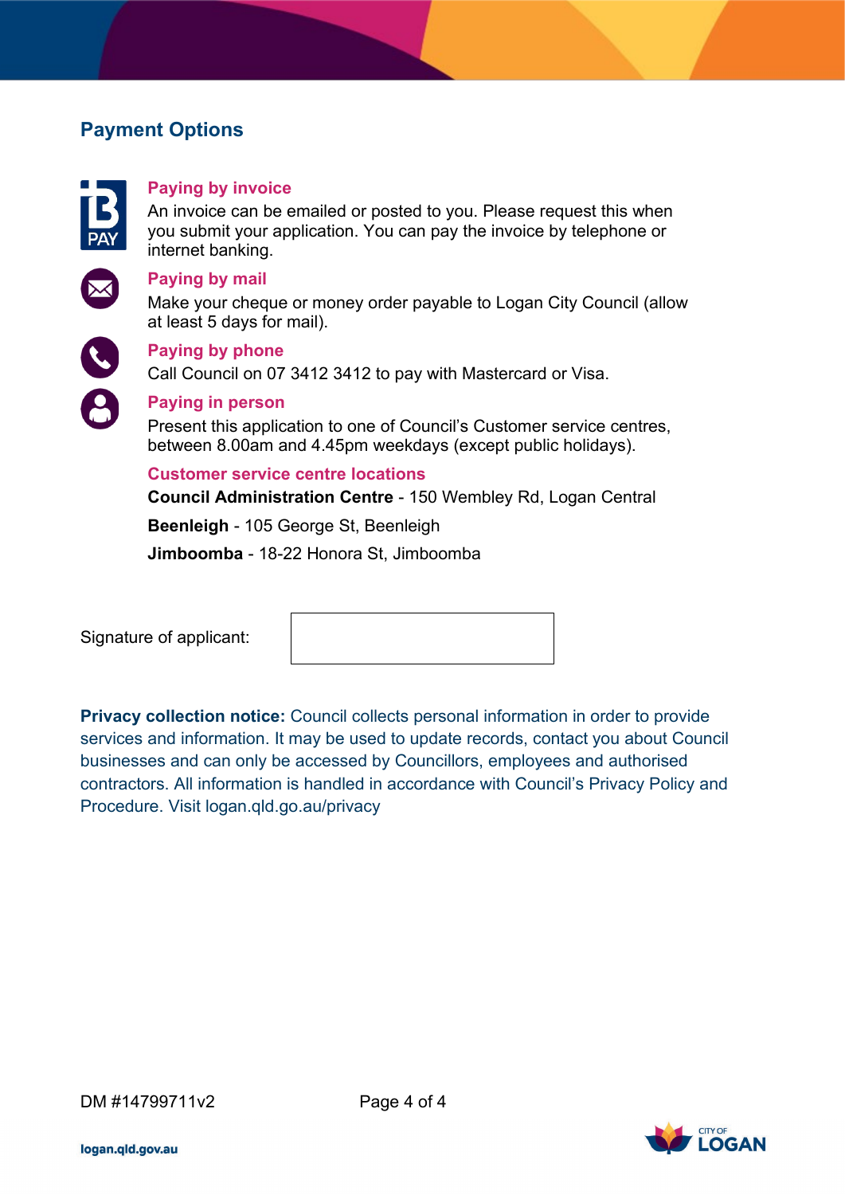## Payment Options

### Paying by invoice

An invoice can be emailed or posted to you. Please request this when you submit your application. You can pay the invoice by telephone or internet banking.

### Paying by mail

Make your cheque or money order payable to Logan City Council (allow at least 5 days for mail).

### Paying by phone

Call Council on 07 3412 3412 to pay with Mastercard or Visa.

### Paying in person

Present this application to one of Council's Customer service centres, between 8.00am and 4.45pm weekdays (except public holidays).

### Customer service centre locations

**Council Administration Centre** - 150 Wembley Rd, Logan Central

**Beenleigh** - 105 George St, Beenleigh

**Jimboomba** - 18-22 Honora St, Jimboomba

Signature of applicant: ____________________

**Privacy collection notice:** Council collects personal information in order to provide services and information. It may be used to update records, contact you about Council businesses and can only be accessed by Councillors, employees and authorised contractors. All information is handled in accordance with Council's Privacy Policy and Procedure. Visit logan.qld.go.au/privacy

DM #14799711v2